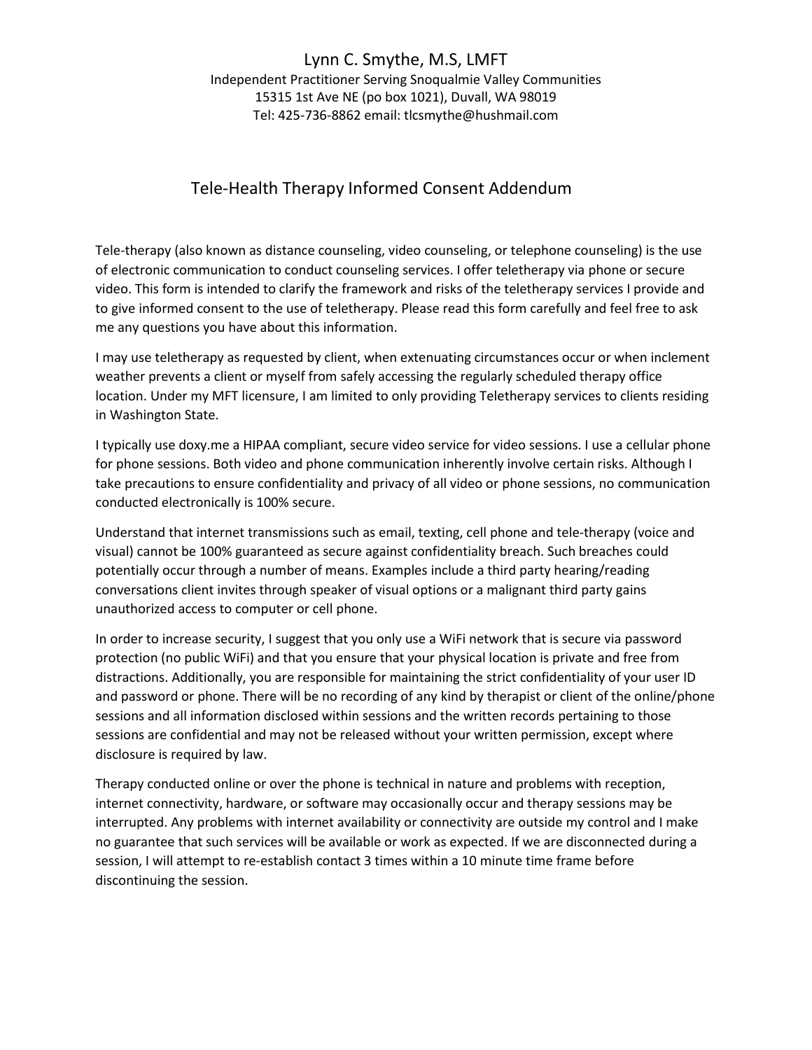Lynn C. Smythe, M.S, LMFT

Independent Practitioner Serving Snoqualmie Valley Communities

15315 1st Ave NE (po box 1021), Duvall, WA 98019

Tel: 425-736-8862 email: tlcsmythe@hushmail.com

# Tele-Health Therapy Informed Consent Addendum

Tele-therapy (also known as distance counseling, video counseling, or telephone counseling) is the use of electronic communication to conduct counseling services. I offer teletherapy via phone or secure video. This form is intended to clarify the framework and risks of the teletherapy services I provide and to give informed consent to the use of teletherapy. Please read this form carefully and feel free to ask me any questions you have about this information.

I may use teletherapy as requested by client, when extenuating circumstances occur or when inclement weather prevents a client or myself from safely accessing the regularly scheduled therapy office location. Under my MFT licensure, I am limited to only providing Teletherapy services to clients residing in Washington State.

I typically use doxy.me a HIPAA compliant, secure video service for video sessions. I use a cellular phone for phone sessions. Both video and phone communication inherently involve certain risks. Although I take precautions to ensure confidentiality and privacy of all video or phone sessions, no communication conducted electronically is 100% secure.

Understand that internet transmissions such as email, texting, cell phone and tele-therapy (voice and visual) cannot be 100% guaranteed as secure against confidentiality breach. Such breaches could potentially occur through a number of means. Examples include a third party hearing/reading conversations client invites through speaker of visual options or a malignant third party gains unauthorized access to computer or cell phone.

In order to increase security, I suggest that you only use a WiFi network that is secure via password protection (no public WiFi) and that you ensure that your physical location is private and free from distractions. Additionally, you are responsible for maintaining the strict confidentiality of your user ID and password or phone. There will be no recording of any kind by therapist or client of the online/phone sessions and all information disclosed within sessions and the written records pertaining to those sessions are confidential and may not be released without your written permission, except where disclosure is required by law.

Therapy conducted online or over the phone is technical in nature and problems with reception, internet connectivity, hardware, or software may occasionally occur and therapy sessions may be interrupted. Any problems with internet availability or connectivity are outside my control and I make no guarantee that such services will be available or work as expected. If we are disconnected during a session, I will attempt to re-establish contact 3 times within a 10 minute time frame before discontinuing the session.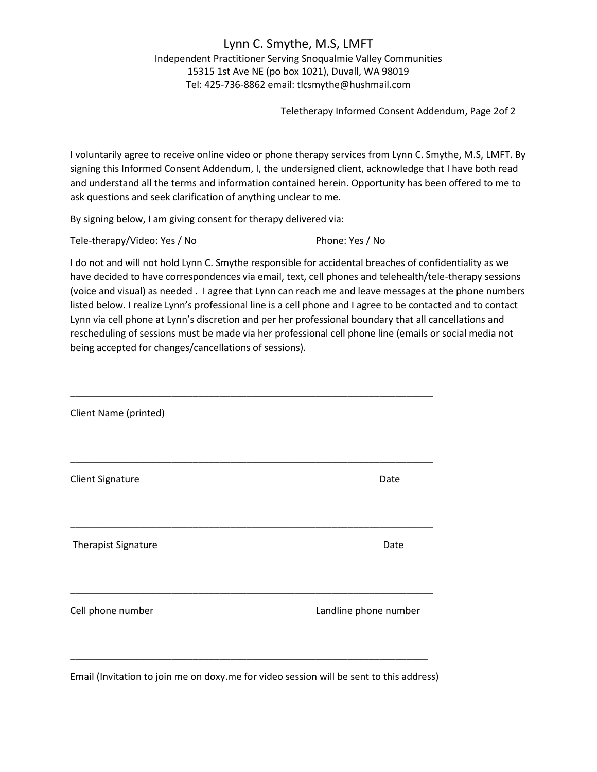# Lynn C. Smythe, M.S, LMFT

Independent Practitioner Serving Snoqualmie Valley Communities
15315 1st Ave NE (po box 1021), Duvall, WA 98019
Tel: 425-736-8862 email: tlcsmythe@hushmail.com

Teletherapy Informed Consent Addendum, Page 2of 2

I voluntarily agree to receive online video or phone therapy services from Lynn C. Smythe, M.S, LMFT. By signing this Informed Consent Addendum, I, the undersigned client, acknowledge that I have both read and understand all the terms and information contained herein. Opportunity has been offered to me to ask questions and seek clarification of anything unclear to me.

By signing below, I am giving consent for therapy delivered via:

Tele-therapy/Video: Yes / No     Phone: Yes / No

I do not and will not hold Lynn C. Smythe responsible for accidental breaches of confidentiality as we have decided to have correspondences via email, text, cell phones and telehealth/tele-therapy sessions (voice and visual) as needed . I agree that Lynn can reach me and leave messages at the phone numbers listed below. I realize Lynn's professional line is a cell phone and I agree to be contacted and to contact Lynn via cell phone at Lynn's discretion and per her professional boundary that all cancellations and rescheduling of sessions must be made via her professional cell phone line (emails or social media not being accepted for changes/cancellations of sessions).

_______________________________________________________________________

Client Name (printed)

_______________________________________________________________________

Client Signature     Date

_______________________________________________________________________

Therapist Signature     Date

_______________________________________________________________________

Cell phone number     Landline phone number

_______________________________________________________________________

Email (Invitation to join me on doxy.me for video session will be sent to this address)